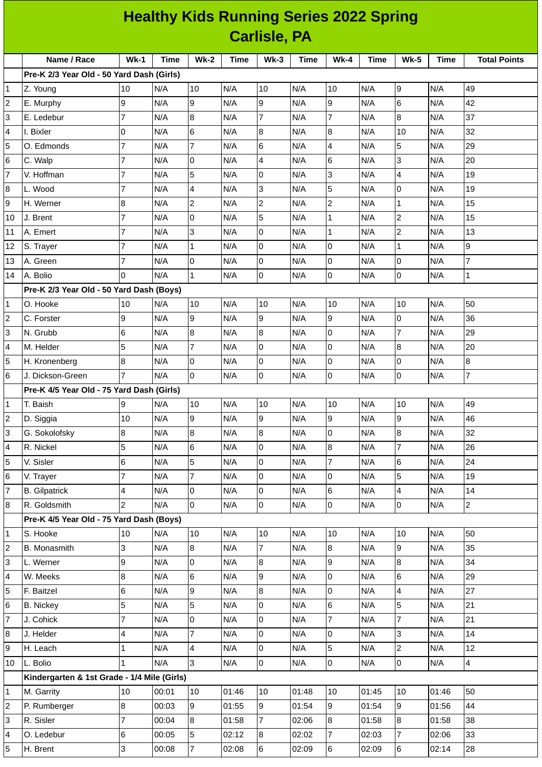# Healthy Kids Running Series 2022 Spring
## Carlisle, PA

| | Name / Race | Wk-1 | Time | Wk-2 | Time | Wk-3 | Time | Wk-4 | Time | Wk-5 | Time | Total Points |
|---|---|---|---|---|---|---|---|---|---|---|---|---|
| | **Pre-K 2/3 Year Old - 50 Yard Dash (Girls)** | | | | | | | | | | | |
| 1 | Z. Young | 10 | N/A | 10 | N/A | 10 | N/A | 10 | N/A | 9 | N/A | 49 |
| 2 | E. Murphy | 9 | N/A | 9 | N/A | 9 | N/A | 9 | N/A | 6 | N/A | 42 |
| 3 | E. Ledebur | 7 | N/A | 8 | N/A | 7 | N/A | 7 | N/A | 8 | N/A | 37 |
| 4 | I. Bixler | 0 | N/A | 6 | N/A | 8 | N/A | 8 | N/A | 10 | N/A | 32 |
| 5 | O. Edmonds | 7 | N/A | 7 | N/A | 6 | N/A | 4 | N/A | 5 | N/A | 29 |
| 6 | C. Walp | 7 | N/A | 0 | N/A | 4 | N/A | 6 | N/A | 3 | N/A | 20 |
| 7 | V. Hoffman | 7 | N/A | 5 | N/A | 0 | N/A | 3 | N/A | 4 | N/A | 19 |
| 8 | L. Wood | 7 | N/A | 4 | N/A | 3 | N/A | 5 | N/A | 0 | N/A | 19 |
| 9 | H. Werner | 8 | N/A | 2 | N/A | 2 | N/A | 2 | N/A | 1 | N/A | 15 |
| 10 | J. Brent | 7 | N/A | 0 | N/A | 5 | N/A | 1 | N/A | 2 | N/A | 15 |
| 11 | A. Emert | 7 | N/A | 3 | N/A | 0 | N/A | 1 | N/A | 2 | N/A | 13 |
| 12 | S. Trayer | 7 | N/A | 1 | N/A | 0 | N/A | 0 | N/A | 1 | N/A | 9 |
| 13 | A. Green | 7 | N/A | 0 | N/A | 0 | N/A | 0 | N/A | 0 | N/A | 7 |
| 14 | A. Bolio | 0 | N/A | 1 | N/A | 0 | N/A | 0 | N/A | 0 | N/A | 1 |
| | **Pre-K 2/3 Year Old - 50 Yard Dash (Boys)** | | | | | | | | | | | |
| 1 | O. Hooke | 10 | N/A | 10 | N/A | 10 | N/A | 10 | N/A | 10 | N/A | 50 |
| 2 | C. Forster | 9 | N/A | 9 | N/A | 9 | N/A | 9 | N/A | 0 | N/A | 36 |
| 3 | N. Grubb | 6 | N/A | 8 | N/A | 8 | N/A | 0 | N/A | 7 | N/A | 29 |
| 4 | M. Helder | 5 | N/A | 7 | N/A | 0 | N/A | 0 | N/A | 8 | N/A | 20 |
| 5 | H. Kronenberg | 8 | N/A | 0 | N/A | 0 | N/A | 0 | N/A | 0 | N/A | 8 |
| 6 | J. Dickson-Green | 7 | N/A | 0 | N/A | 0 | N/A | 0 | N/A | 0 | N/A | 7 |
| | **Pre-K 4/5 Year Old - 75 Yard Dash (Girls)** | | | | | | | | | | | |
| 1 | T. Baish | 9 | N/A | 10 | N/A | 10 | N/A | 10 | N/A | 10 | N/A | 49 |
| 2 | D. Siggia | 10 | N/A | 9 | N/A | 9 | N/A | 9 | N/A | 9 | N/A | 46 |
| 3 | G. Sokolofsky | 8 | N/A | 8 | N/A | 8 | N/A | 0 | N/A | 8 | N/A | 32 |
| 4 | R. Nickel | 5 | N/A | 6 | N/A | 0 | N/A | 8 | N/A | 7 | N/A | 26 |
| 5 | V. Sisler | 6 | N/A | 5 | N/A | 0 | N/A | 7 | N/A | 6 | N/A | 24 |
| 6 | V. Trayer | 7 | N/A | 7 | N/A | 0 | N/A | 0 | N/A | 5 | N/A | 19 |
| 7 | B. Gilpatrick | 4 | N/A | 0 | N/A | 0 | N/A | 6 | N/A | 4 | N/A | 14 |
| 8 | R. Goldsmith | 2 | N/A | 0 | N/A | 0 | N/A | 0 | N/A | 0 | N/A | 2 |
| | **Pre-K 4/5 Year Old - 75 Yard Dash (Boys)** | | | | | | | | | | | |
| 1 | S. Hooke | 10 | N/A | 10 | N/A | 10 | N/A | 10 | N/A | 10 | N/A | 50 |
| 2 | B. Monasmith | 3 | N/A | 8 | N/A | 7 | N/A | 8 | N/A | 9 | N/A | 35 |
| 3 | L. Werner | 9 | N/A | 0 | N/A | 8 | N/A | 9 | N/A | 8 | N/A | 34 |
| 4 | W. Meeks | 8 | N/A | 6 | N/A | 9 | N/A | 0 | N/A | 6 | N/A | 29 |
| 5 | F. Baitzel | 6 | N/A | 9 | N/A | 8 | N/A | 0 | N/A | 4 | N/A | 27 |
| 6 | B. Nickey | 5 | N/A | 5 | N/A | 0 | N/A | 6 | N/A | 5 | N/A | 21 |
| 7 | J. Cohick | 7 | N/A | 0 | N/A | 0 | N/A | 7 | N/A | 7 | N/A | 21 |
| 8 | J. Helder | 4 | N/A | 7 | N/A | 0 | N/A | 0 | N/A | 3 | N/A | 14 |
| 9 | H. Leach | 1 | N/A | 4 | N/A | 0 | N/A | 5 | N/A | 2 | N/A | 12 |
| 10 | L. Bolio | 1 | N/A | 3 | N/A | 0 | N/A | 0 | N/A | 0 | N/A | 4 |
| | **Kindergarten & 1st Grade - 1/4 Mile (Girls)** | | | | | | | | | | | |
| 1 | M. Garrity | 10 | 00:01 | 10 | 01:46 | 10 | 01:48 | 10 | 01:45 | 10 | 01:46 | 50 |
| 2 | P. Rumberger | 8 | 00:03 | 9 | 01:55 | 9 | 01:54 | 9 | 01:54 | 9 | 01:56 | 44 |
| 3 | R. Sisler | 7 | 00:04 | 8 | 01:58 | 7 | 02:06 | 8 | 01:58 | 8 | 01:58 | 38 |
| 4 | O. Ledebur | 6 | 00:05 | 5 | 02:12 | 8 | 02:02 | 7 | 02:03 | 7 | 02:06 | 33 |
| 5 | H. Brent | 3 | 00:08 | 7 | 02:08 | 6 | 02:09 | 6 | 02:09 | 6 | 02:14 | 28 |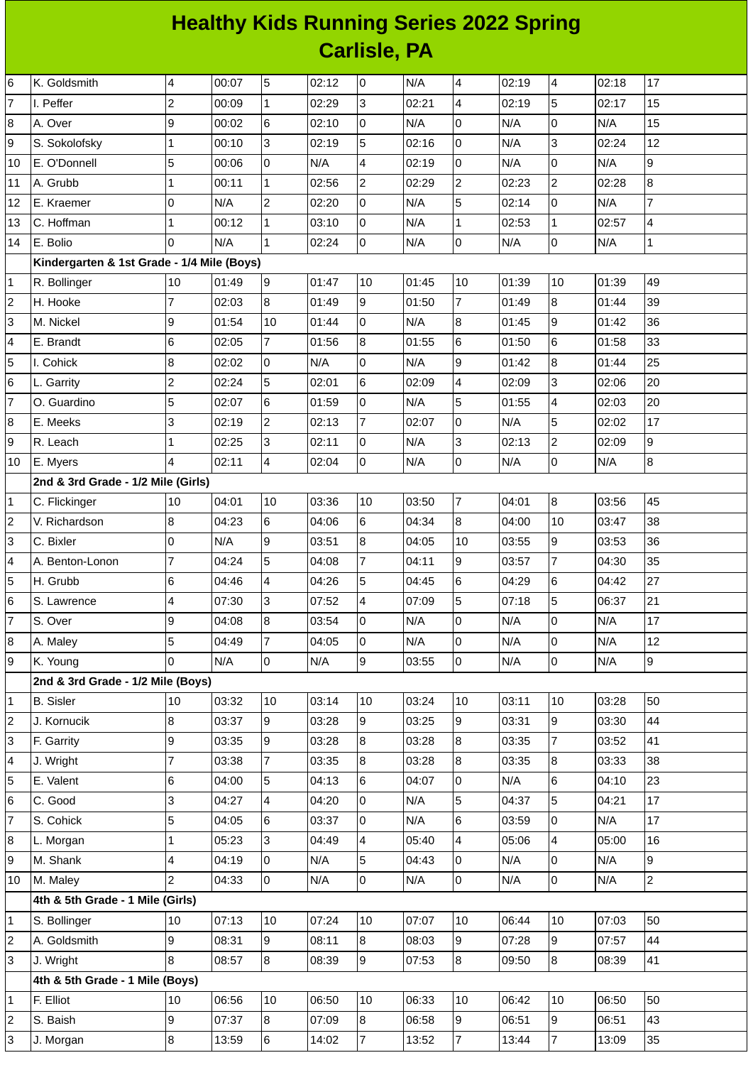# Healthy Kids Running Series 2022 Spring
## Carlisle, PA

| | | | | | | | | | | | | |
|---|---|---|---|---|---|---|---|---|---|---|---|---|
| 6 | K. Goldsmith | 4 | 00:07 | 5 | 02:12 | 0 | N/A | 4 | 02:19 | 4 | 02:18 | 17 |
| 7 | I. Peffer | 2 | 00:09 | 1 | 02:29 | 3 | 02:21 | 4 | 02:19 | 5 | 02:17 | 15 |
| 8 | A. Over | 9 | 00:02 | 6 | 02:10 | 0 | N/A | 0 | N/A | 0 | N/A | 15 |
| 9 | S. Sokolofsky | 1 | 00:10 | 3 | 02:19 | 5 | 02:16 | 0 | N/A | 3 | 02:24 | 12 |
| 10 | E. O'Donnell | 5 | 00:06 | 0 | N/A | 4 | 02:19 | 0 | N/A | 0 | N/A | 9 |
| 11 | A. Grubb | 1 | 00:11 | 1 | 02:56 | 2 | 02:29 | 2 | 02:23 | 2 | 02:28 | 8 |
| 12 | E. Kraemer | 0 | N/A | 2 | 02:20 | 0 | N/A | 5 | 02:14 | 0 | N/A | 7 |
| 13 | C. Hoffman | 1 | 00:12 | 1 | 03:10 | 0 | N/A | 1 | 02:53 | 1 | 02:57 | 4 |
| 14 | E. Bolio | 0 | N/A | 1 | 02:24 | 0 | N/A | 0 | N/A | 0 | N/A | 1 |
| | **Kindergarten & 1st Grade - 1/4 Mile (Boys)** | | | | | | | | | | | |
| 1 | R. Bollinger | 10 | 01:49 | 9 | 01:47 | 10 | 01:45 | 10 | 01:39 | 10 | 01:39 | 49 |
| 2 | H. Hooke | 7 | 02:03 | 8 | 01:49 | 9 | 01:50 | 7 | 01:49 | 8 | 01:44 | 39 |
| 3 | M. Nickel | 9 | 01:54 | 10 | 01:44 | 0 | N/A | 8 | 01:45 | 9 | 01:42 | 36 |
| 4 | E. Brandt | 6 | 02:05 | 7 | 01:56 | 8 | 01:55 | 6 | 01:50 | 6 | 01:58 | 33 |
| 5 | I. Cohick | 8 | 02:02 | 0 | N/A | 0 | N/A | 9 | 01:42 | 8 | 01:44 | 25 |
| 6 | L. Garrity | 2 | 02:24 | 5 | 02:01 | 6 | 02:09 | 4 | 02:09 | 3 | 02:06 | 20 |
| 7 | O. Guardino | 5 | 02:07 | 6 | 01:59 | 0 | N/A | 5 | 01:55 | 4 | 02:03 | 20 |
| 8 | E. Meeks | 3 | 02:19 | 2 | 02:13 | 7 | 02:07 | 0 | N/A | 5 | 02:02 | 17 |
| 9 | R. Leach | 1 | 02:25 | 3 | 02:11 | 0 | N/A | 3 | 02:13 | 2 | 02:09 | 9 |
| 10 | E. Myers | 4 | 02:11 | 4 | 02:04 | 0 | N/A | 0 | N/A | 0 | N/A | 8 |
| | **2nd & 3rd Grade - 1/2 Mile (Girls)** | | | | | | | | | | | |
| 1 | C. Flickinger | 10 | 04:01 | 10 | 03:36 | 10 | 03:50 | 7 | 04:01 | 8 | 03:56 | 45 |
| 2 | V. Richardson | 8 | 04:23 | 6 | 04:06 | 6 | 04:34 | 8 | 04:00 | 10 | 03:47 | 38 |
| 3 | C. Bixler | 0 | N/A | 9 | 03:51 | 8 | 04:05 | 10 | 03:55 | 9 | 03:53 | 36 |
| 4 | A. Benton-Lonon | 7 | 04:24 | 5 | 04:08 | 7 | 04:11 | 9 | 03:57 | 7 | 04:30 | 35 |
| 5 | H. Grubb | 6 | 04:46 | 4 | 04:26 | 5 | 04:45 | 6 | 04:29 | 6 | 04:42 | 27 |
| 6 | S. Lawrence | 4 | 07:30 | 3 | 07:52 | 4 | 07:09 | 5 | 07:18 | 5 | 06:37 | 21 |
| 7 | S. Over | 9 | 04:08 | 8 | 03:54 | 0 | N/A | 0 | N/A | 0 | N/A | 17 |
| 8 | A. Maley | 5 | 04:49 | 7 | 04:05 | 0 | N/A | 0 | N/A | 0 | N/A | 12 |
| 9 | K. Young | 0 | N/A | 0 | N/A | 9 | 03:55 | 0 | N/A | 0 | N/A | 9 |
| | **2nd & 3rd Grade - 1/2 Mile (Boys)** | | | | | | | | | | | |
| 1 | B. Sisler | 10 | 03:32 | 10 | 03:14 | 10 | 03:24 | 10 | 03:11 | 10 | 03:28 | 50 |
| 2 | J. Kornucik | 8 | 03:37 | 9 | 03:28 | 9 | 03:25 | 9 | 03:31 | 9 | 03:30 | 44 |
| 3 | F. Garrity | 9 | 03:35 | 9 | 03:28 | 8 | 03:28 | 8 | 03:35 | 7 | 03:52 | 41 |
| 4 | J. Wright | 7 | 03:38 | 7 | 03:35 | 8 | 03:28 | 8 | 03:35 | 8 | 03:33 | 38 |
| 5 | E. Valent | 6 | 04:00 | 5 | 04:13 | 6 | 04:07 | 0 | N/A | 6 | 04:10 | 23 |
| 6 | C. Good | 3 | 04:27 | 4 | 04:20 | 0 | N/A | 5 | 04:37 | 5 | 04:21 | 17 |
| 7 | S. Cohick | 5 | 04:05 | 6 | 03:37 | 0 | N/A | 6 | 03:59 | 0 | N/A | 17 |
| 8 | L. Morgan | 1 | 05:23 | 3 | 04:49 | 4 | 05:40 | 4 | 05:06 | 4 | 05:00 | 16 |
| 9 | M. Shank | 4 | 04:19 | 0 | N/A | 5 | 04:43 | 0 | N/A | 0 | N/A | 9 |
| 10 | M. Maley | 2 | 04:33 | 0 | N/A | 0 | N/A | 0 | N/A | 0 | N/A | 2 |
| | **4th & 5th Grade - 1 Mile (Girls)** | | | | | | | | | | | |
| 1 | S. Bollinger | 10 | 07:13 | 10 | 07:24 | 10 | 07:07 | 10 | 06:44 | 10 | 07:03 | 50 |
| 2 | A. Goldsmith | 9 | 08:31 | 9 | 08:11 | 8 | 08:03 | 9 | 07:28 | 9 | 07:57 | 44 |
| 3 | J. Wright | 8 | 08:57 | 8 | 08:39 | 9 | 07:53 | 8 | 09:50 | 8 | 08:39 | 41 |
| | **4th & 5th Grade - 1 Mile (Boys)** | | | | | | | | | | | |
| 1 | F. Elliot | 10 | 06:56 | 10 | 06:50 | 10 | 06:33 | 10 | 06:42 | 10 | 06:50 | 50 |
| 2 | S. Baish | 9 | 07:37 | 8 | 07:09 | 8 | 06:58 | 9 | 06:51 | 9 | 06:51 | 43 |
| 3 | J. Morgan | 8 | 13:59 | 6 | 14:02 | 7 | 13:52 | 7 | 13:44 | 7 | 13:09 | 35 |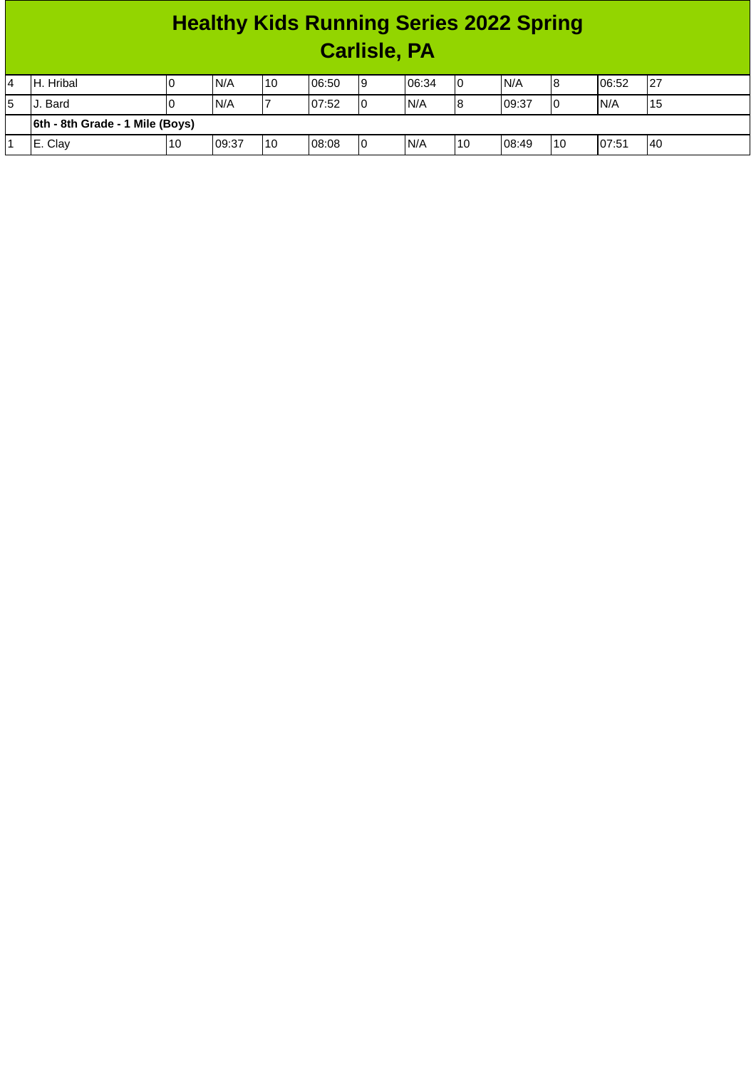# Healthy Kids Running Series 2022 Spring
## Carlisle, PA

| | | | | | | | | | | | | |
|---|---|---|---|---|---|---|---|---|---|---|---|---|
| 4 | H. Hribal | 0 | N/A | 10 | 06:50 | 9 | 06:34 | 0 | N/A | 8 | 06:52 | 27 |
| 5 | J. Bard | 0 | N/A | 7 | 07:52 | 0 | N/A | 8 | 09:37 | 0 | N/A | 15 |
| | **6th - 8th Grade - 1 Mile (Boys)** | | | | | | | | | | | |
| 1 | E. Clay | 10 | 09:37 | 10 | 08:08 | 0 | N/A | 10 | 08:49 | 10 | 07:51 | 40 |